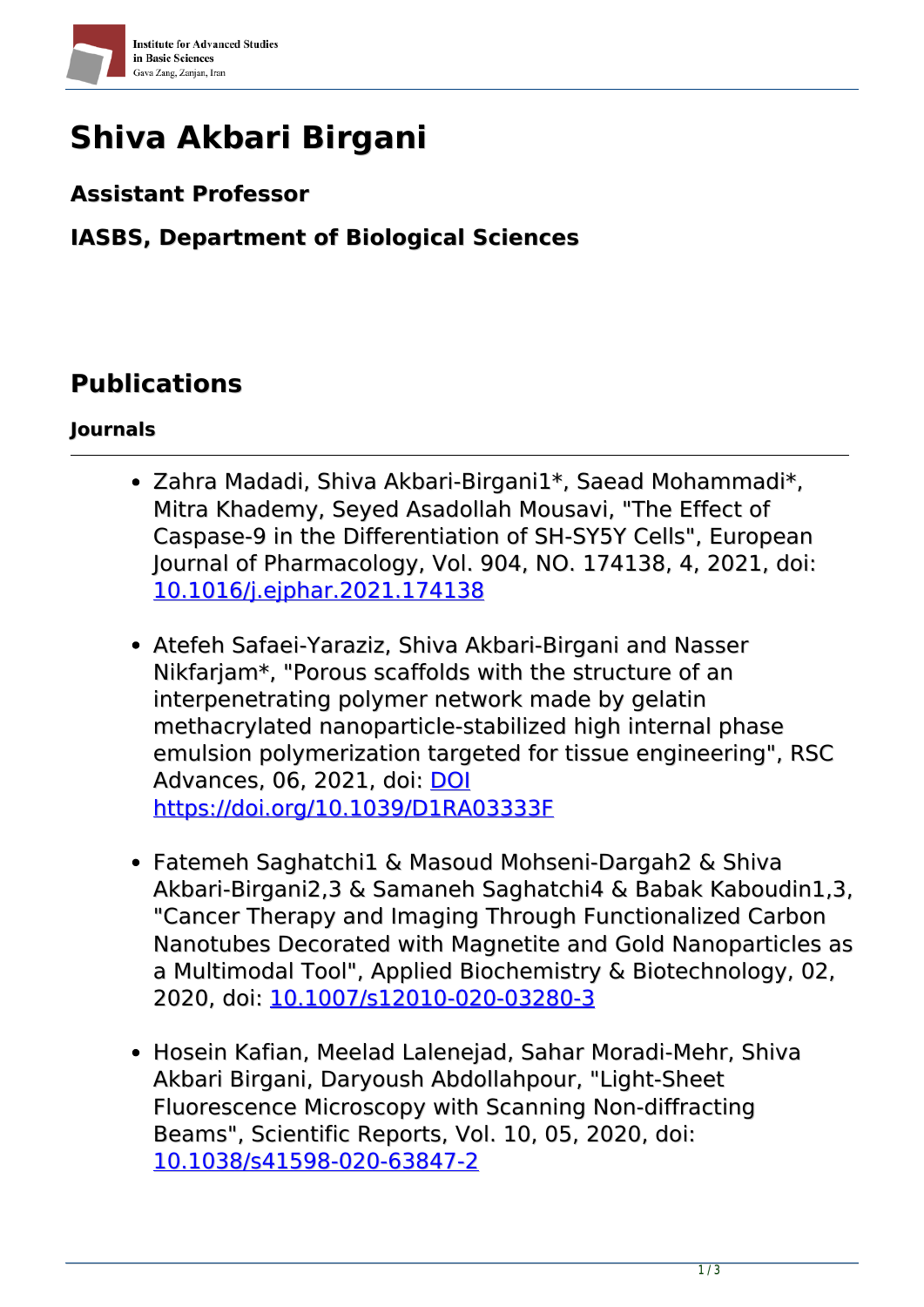# Shiva Akbari Birgani

**Assistant Professor**

**IASBS, Department of Biological Sciences**

## Publications

### Journals

- Zahra Madadi, Shiva Akbari-Birgani1*, Saead Mohammadi*, Mitra Khademy, Seyed Asadollah Mousavi, "The Effect of Caspase-9 in the Differentiation of SH-SY5Y Cells", European Journal of Pharmacology, Vol. 904, NO. 174138, 4, 2021, doi: [10.1016/j.ejphar.2021.174138](https://doi.org/10.1016/j.ejphar.2021.174138)

- Atefeh Safaei-Yaraziz, Shiva Akbari-Birgani and Nasser Nikfarjam*, "Porous scaffolds with the structure of an interpenetrating polymer network made by gelatin methacrylated nanoparticle-stabilized high internal phase emulsion polymerization targeted for tissue engineering", RSC Advances, 06, 2021, doi: [DOI https://doi.org/10.1039/D1RA03333F](https://doi.org/10.1039/D1RA03333F)

- Fatemeh Saghatchi1 & Masoud Mohseni-Dargah2 & Shiva Akbari-Birgani2,3 & Samaneh Saghatchi4 & Babak Kaboudin1,3, "Cancer Therapy and Imaging Through Functionalized Carbon Nanotubes Decorated with Magnetite and Gold Nanoparticles as a Multimodal Tool", Applied Biochemistry & Biotechnology, 02, 2020, doi: [10.1007/s12010-020-03280-3](https://doi.org/10.1007/s12010-020-03280-3)

- Hosein Kafian, Meelad Lalenejad, Sahar Moradi-Mehr, Shiva Akbari Birgani, Daryoush Abdollahpour, "Light-Sheet Fluorescence Microscopy with Scanning Non-diffracting Beams", Scientific Reports, Vol. 10, 05, 2020, doi: [10.1038/s41598-020-63847-2](https://doi.org/10.1038/s41598-020-63847-2)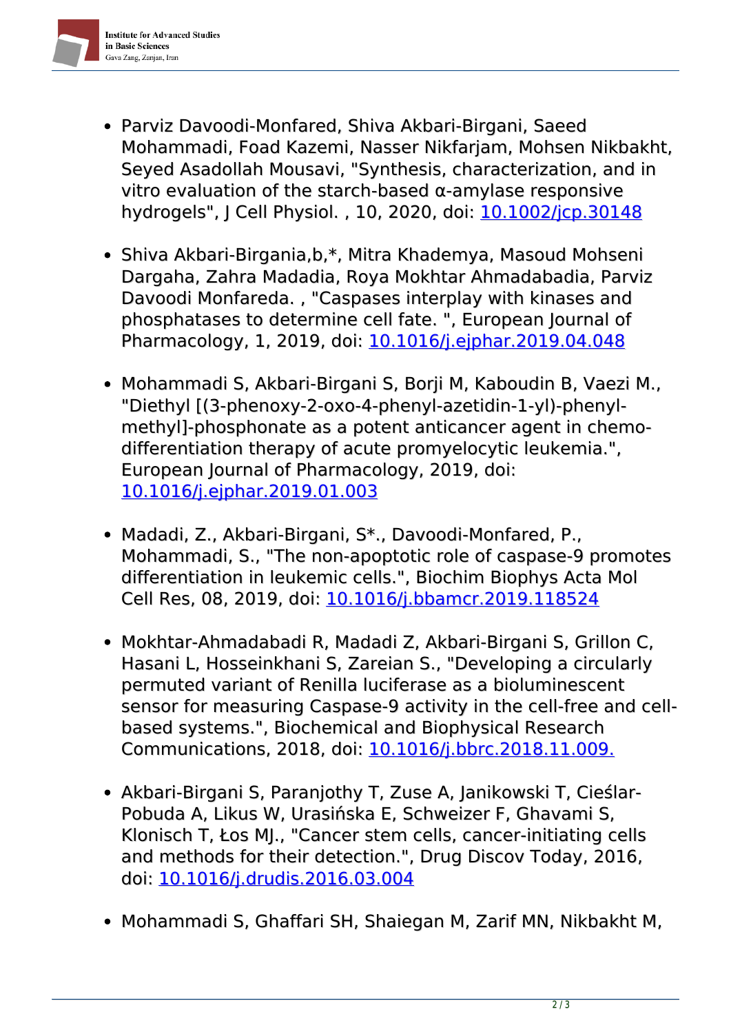- Parviz Davoodi-Monfared, Shiva Akbari-Birgani, Saeed Mohammadi, Foad Kazemi, Nasser Nikfarjam, Mohsen Nikbakht, Seyed Asadollah Mousavi, "Synthesis, characterization, and in vitro evaluation of the starch-based α-amylase responsive hydrogels", J Cell Physiol. , 10, 2020, doi: [10.1002/jcp.30148](https://doi.org/10.1002/jcp.30148)

- Shiva Akbari-Birgania,b,*, Mitra Khademya, Masoud Mohseni Dargaha, Zahra Madadia, Roya Mokhtar Ahmadabadia, Parviz Davoodi Monfareda. , "Caspases interplay with kinases and phosphatases to determine cell fate. ", European Journal of Pharmacology, 1, 2019, doi: [10.1016/j.ejphar.2019.04.048](https://doi.org/10.1016/j.ejphar.2019.04.048)

- Mohammadi S, Akbari-Birgani S, Borji M, Kaboudin B, Vaezi M., "Diethyl [(3-phenoxy-2-oxo-4-phenyl-azetidin-1-yl)-phenyl-methyl]-phosphonate as a potent anticancer agent in chemo-differentiation therapy of acute promyelocytic leukemia.", European Journal of Pharmacology, 2019, doi: [10.1016/j.ejphar.2019.01.003](https://doi.org/10.1016/j.ejphar.2019.01.003)

- Madadi, Z., Akbari-Birgani, S*., Davoodi-Monfared, P., Mohammadi, S., "The non-apoptotic role of caspase-9 promotes differentiation in leukemic cells.", Biochim Biophys Acta Mol Cell Res, 08, 2019, doi: [10.1016/j.bbamcr.2019.118524](https://doi.org/10.1016/j.bbamcr.2019.118524)

- Mokhtar-Ahmadabadi R, Madadi Z, Akbari-Birgani S, Grillon C, Hasani L, Hosseinkhani S, Zareian S., "Developing a circularly permuted variant of Renilla luciferase as a bioluminescent sensor for measuring Caspase-9 activity in the cell-free and cell-based systems.", Biochemical and Biophysical Research Communications, 2018, doi: [10.1016/j.bbrc.2018.11.009.](https://doi.org/10.1016/j.bbrc.2018.11.009)

- Akbari-Birgani S, Paranjothy T, Zuse A, Janikowski T, Cieślar-Pobuda A, Likus W, Urasińska E, Schweizer F, Ghavami S, Klonisch T, Łos MJ., "Cancer stem cells, cancer-initiating cells and methods for their detection.", Drug Discov Today, 2016, doi: [10.1016/j.drudis.2016.03.004](https://doi.org/10.1016/j.drudis.2016.03.004)

- Mohammadi S, Ghaffari SH, Shaiegan M, Zarif MN, Nikbakht M,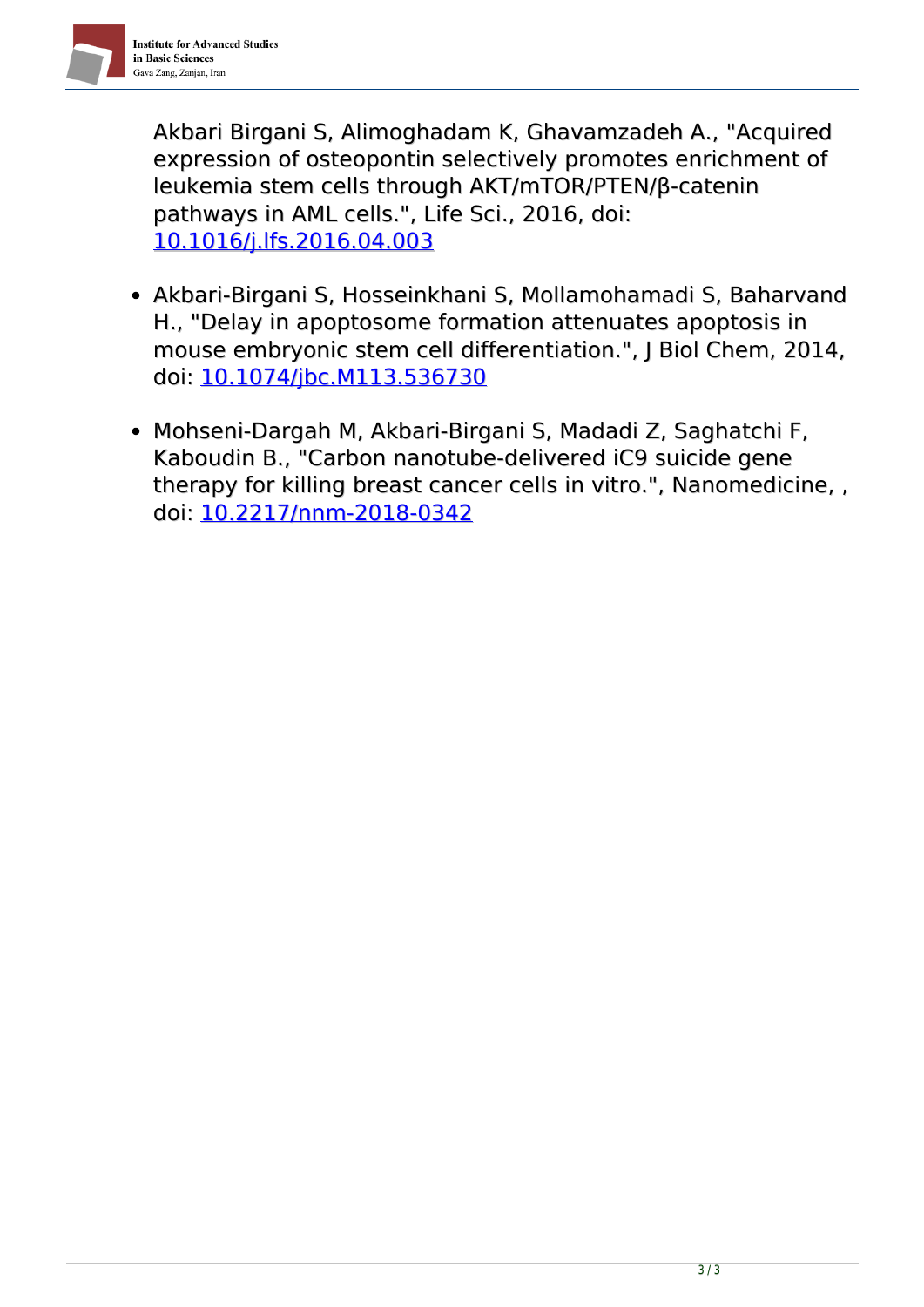- Akbari Birgani S, Alimoghadam K, Ghavamzadeh A., "Acquired expression of osteopontin selectively promotes enrichment of leukemia stem cells through AKT/mTOR/PTEN/β-catenin pathways in AML cells.", Life Sci., 2016, doi: [10.1016/j.lfs.2016.04.003](https://doi.org/10.1016/j.lfs.2016.04.003)

- Akbari-Birgani S, Hosseinkhani S, Mollamohamadi S, Baharvand H., "Delay in apoptosome formation attenuates apoptosis in mouse embryonic stem cell differentiation.", J Biol Chem, 2014, doi: [10.1074/jbc.M113.536730](https://doi.org/10.1074/jbc.M113.536730)

- Mohseni-Dargah M, Akbari-Birgani S, Madadi Z, Saghatchi F, Kaboudin B., "Carbon nanotube-delivered iC9 suicide gene therapy for killing breast cancer cells in vitro.", Nanomedicine, , doi: [10.2217/nnm-2018-0342](https://doi.org/10.2217/nnm-2018-0342)